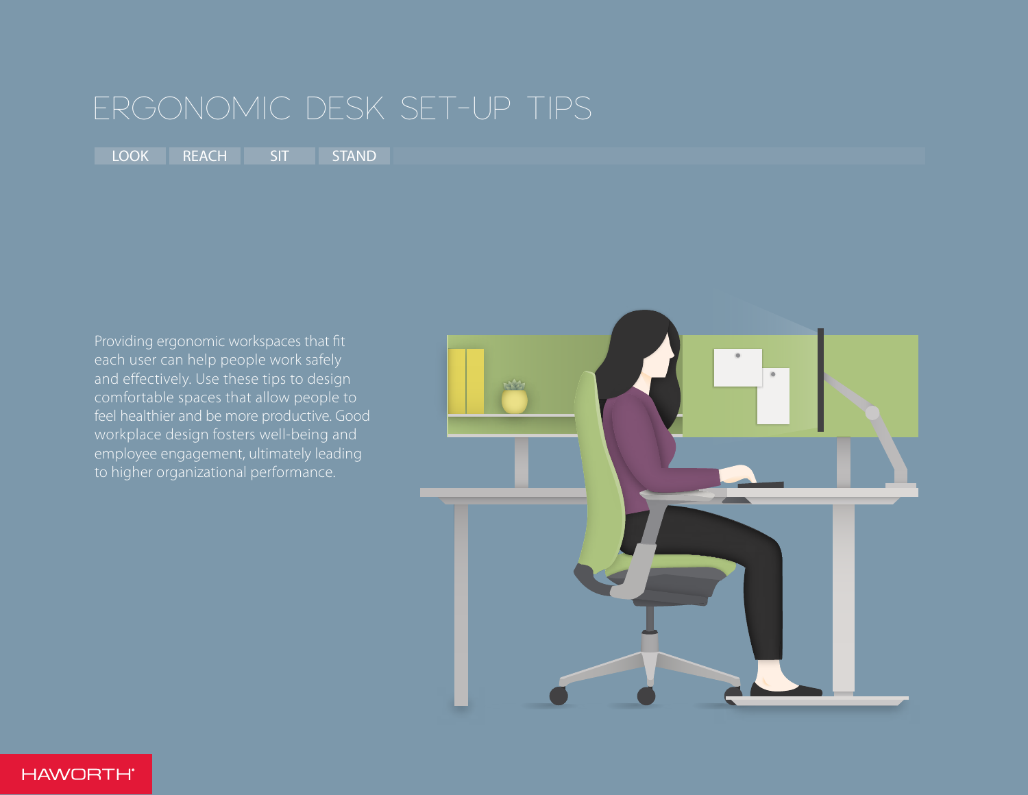# ERGONOMIC DESK SET-UP TIPS

LOOK | REACH | SIT | STAND

Providing ergonomic workspaces that fit each user can help people work safely and effectively. Use these tips to design comfortable spaces that allow people to feel healthier and be more productive. Good workplace design fosters well-being and employee engagement, ultimately leading to higher organizational performance.

HAWORTH®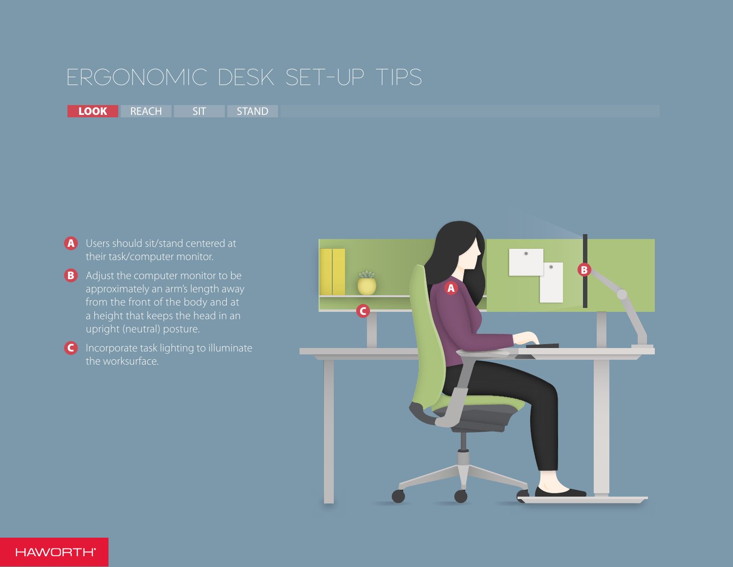# ERGONOMIC DESK SET-UP TIPS

**LOOK** | REACH | SIT | STAND

**A** Users should sit/stand centered at their task/computer monitor.

**B** Adjust the computer monitor to be approximately an arm's length away from the front of the body and at a height that keeps the head in an upright (neutral) posture.

**C** Incorporate task lighting to illuminate the worksurface.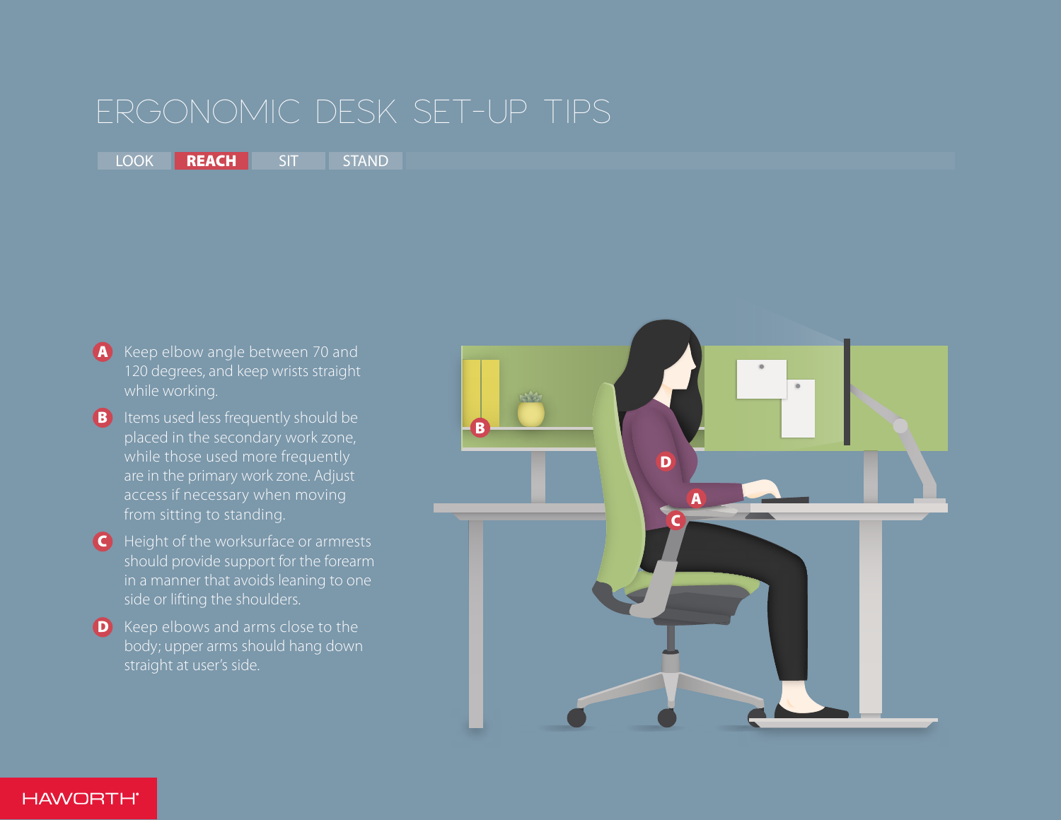# ERGONOMIC DESK SET-UP TIPS

LOOK | **REACH** | SIT | STAND

- **A** Keep elbow angle between 70 and 120 degrees, and keep wrists straight while working.
- **B** Items used less frequently should be placed in the secondary work zone, while those used more frequently are in the primary work zone. Adjust access if necessary when moving from sitting to standing.
- **C** Height of the worksurface or armrests should provide support for the forearm in a manner that avoids leaning to one side or lifting the shoulders.
- **D** Keep elbows and arms close to the body; upper arms should hang down straight at user's side.

HAWORTH®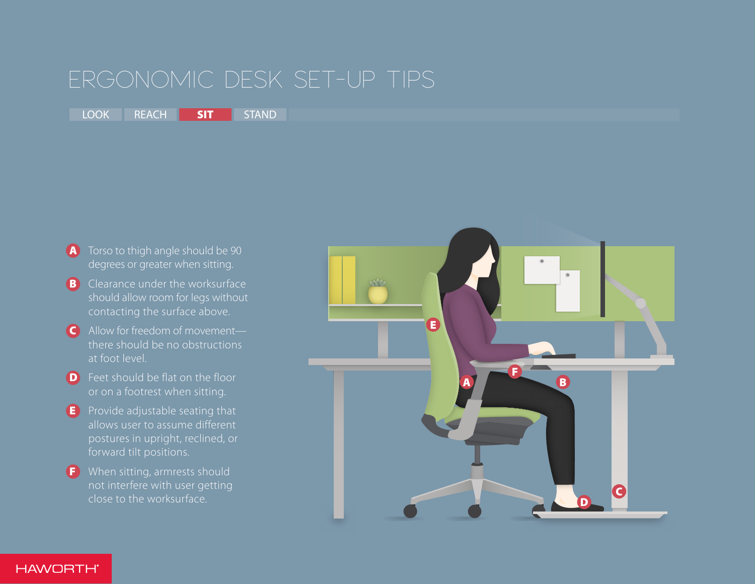# ERGONOMIC DESK SET-UP TIPS

LOOK | REACH | **SIT** | STAND

- **A** Torso to thigh angle should be 90 degrees or greater when sitting.
- **B** Clearance under the worksurface should allow room for legs without contacting the surface above.
- **C** Allow for freedom of movement—there should be no obstructions at foot level.
- **D** Feet should be flat on the floor or on a footrest when sitting.
- **E** Provide adjustable seating that allows user to assume different postures in upright, reclined, or forward tilt positions.
- **F** When sitting, armrests should not interfere with user getting close to the worksurface.

HAWORTH®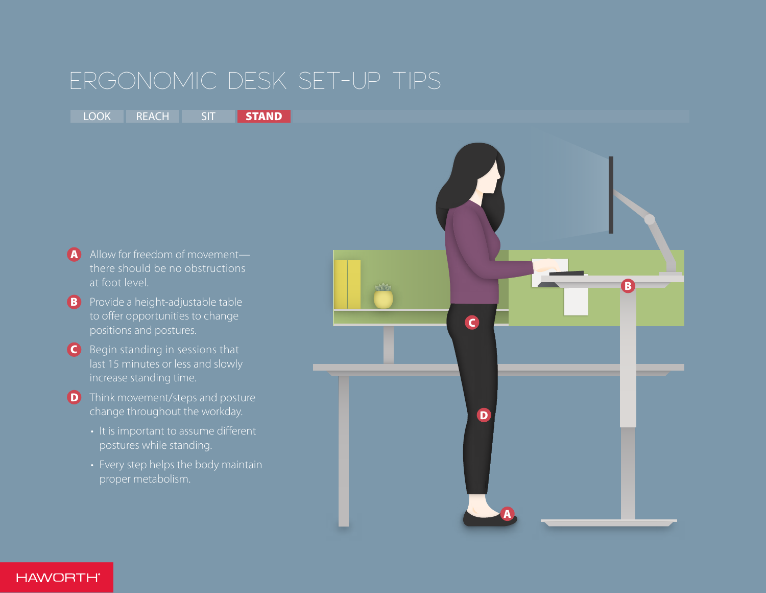# ERGONOMIC DESK SET-UP TIPS

LOOK | REACH | SIT | **STAND**

**A** Allow for freedom of movement—there should be no obstructions at foot level.

**B** Provide a height-adjustable table to offer opportunities to change positions and postures.

**C** Begin standing in sessions that last 15 minutes or less and slowly increase standing time.

**D** Think movement/steps and posture change throughout the workday.

- It is important to assume different postures while standing.
- Every step helps the body maintain proper metabolism.

HAWORTH®